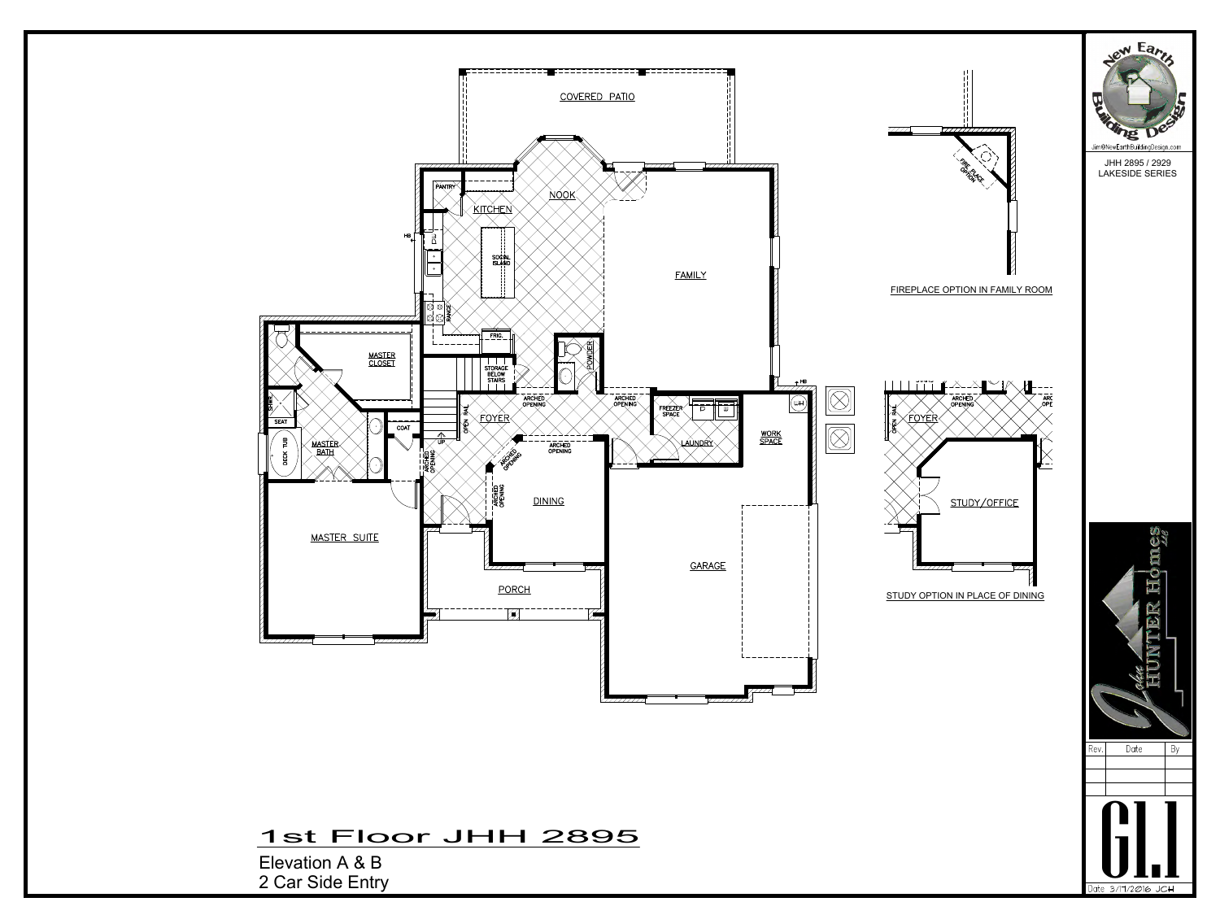# 1st Floor JHH 2895

Elevation A & B
2 Car Side Entry

COVERED PATIO

NOOK

KITCHEN

PANTRY

SOCIAL ISLAND

RANGE

FRIG.

FAMILY

MASTER CLOSET

MASTER BATH

SHWR.

SEAT

DECK TUB

COAT

STORAGE BELOW STAIRS

POWDER

UP

OPEN RAIL

FOYER

ARCHED OPENING

ARCHED OPENING

ARCHED OPENING

ARCHED OPENING

ARCHED OPENING

ARCHED OPENING

FREEZER SPACE

LAUNDRY

WORK SPACE

WH

HB

HB

DINING

MASTER SUITE

PORCH

GARAGE

FIRE PLACE OPTION

FIREPLACE OPTION IN FAMILY ROOM

OPEN RAIL

FOYER

ARCHED OPENING

ARCHED OPENING

STUDY/OFFICE

STUDY OPTION IN PLACE OF DINING

New Earth Building Design

Jim@NewEarthBuildingDesign.com

JHH 2895 / 2929
LAKESIDE SERIES

John Hunter Homes LLC

| Rev. | Date | By |
|---|---|---|
| | | |
| | | |
| | | |

G1.1

Date 3/1/2016 JCH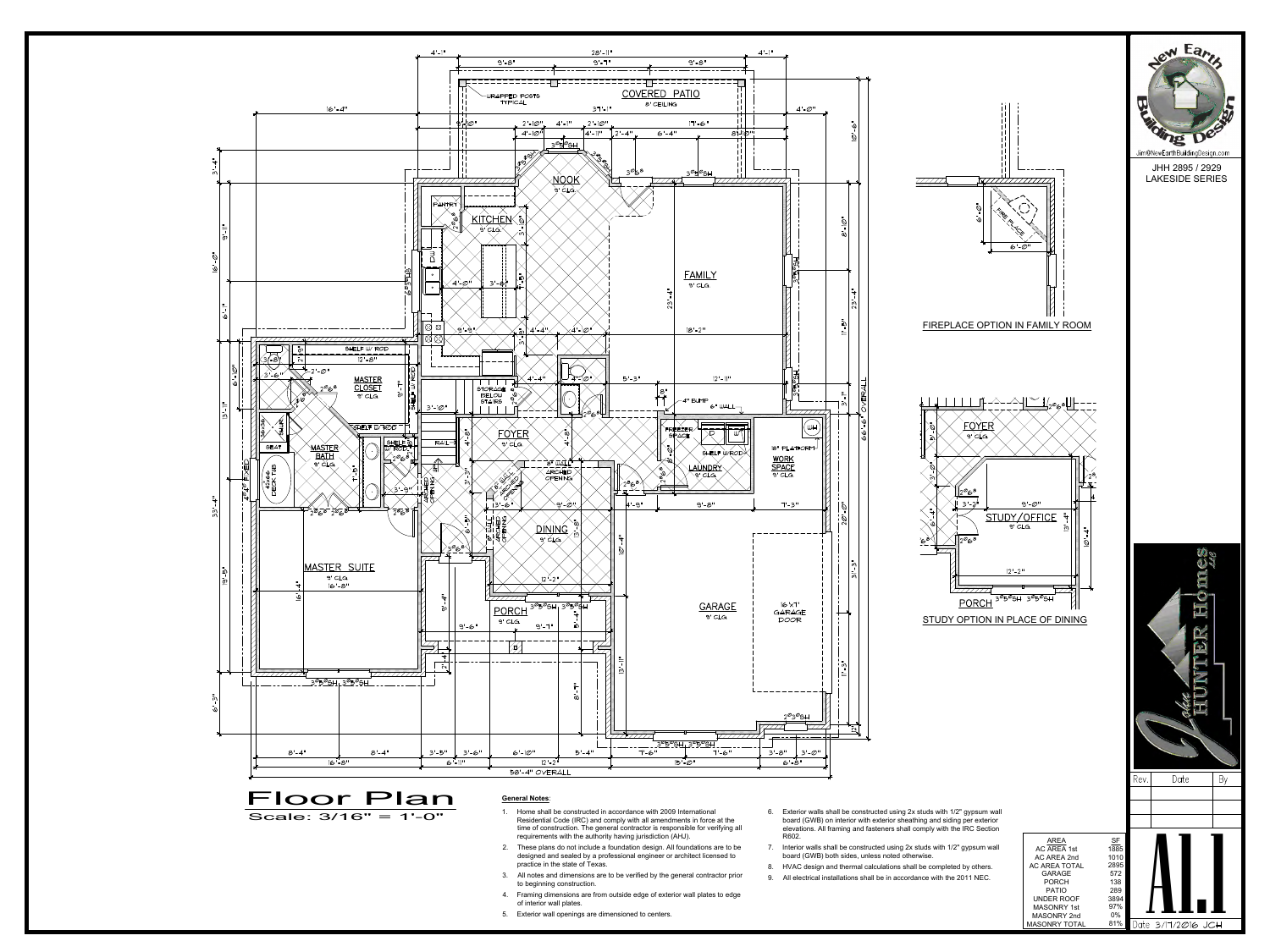# Floor Plan

Scale: 3/16" = 1'-0"

FIREPLACE OPTION IN FAMILY ROOM

STUDY OPTION IN PLACE OF DINING

**General Notes**:

1. Home shall be constructed in accordance with 2009 International Residential Code (IRC) and comply with all amendments in force at the time of construction. The general contractor is responsible for verifying all requirements with the authority having jurisdiction (AHJ).
2. These plans do not include a foundation design. All foundations are to be designed and sealed by a professional engineer or architect licensed to practice in the state of Texas.
3. All notes and dimensions are to be verified by the general contractor prior to beginning construction.
4. Framing dimensions are from outside edge of exterior wall plates to edge of interior wall plates.
5. Exterior wall openings are dimensioned to centers.
6. Exterior walls shall be constructed using 2x studs with 1/2" gypsum wall board (GWB) on interior with exterior sheathing and siding per exterior elevations. All framing and fasteners shall comply with the IRC Section R602.
7. Interior walls shall be constructed using 2x studs with 1/2" gypsum wall board (GWB) both sides, unless noted otherwise.
8. HVAC design and thermal calculations shall be completed by others.
9. All electrical installations shall be in accordance with the 2011 NEC.

| AREA | SF |
|---|---|
| AC AREA 1st | 1885 |
| AC AREA 2nd | 1010 |
| AC AREA TOTAL | 2895 |
| GARAGE | 572 |
| PORCH | 138 |
| PATIO | 289 |
| UNDER ROOF | 3894 |
| MASONRY 1st | 97% |
| MASONRY 2nd | 0% |
| MASONRY TOTAL | 81% |

New Earth Building Design

Jim@NewEarthBuildingDesign.com

JHH 2895 / 2929
LAKESIDE SERIES

John Hunter Homes LLC

| Rev. | Date | By |
|---|---|---|
| | | |
| | | |
| | | |

A1.1

Date 3/17/2016 JCH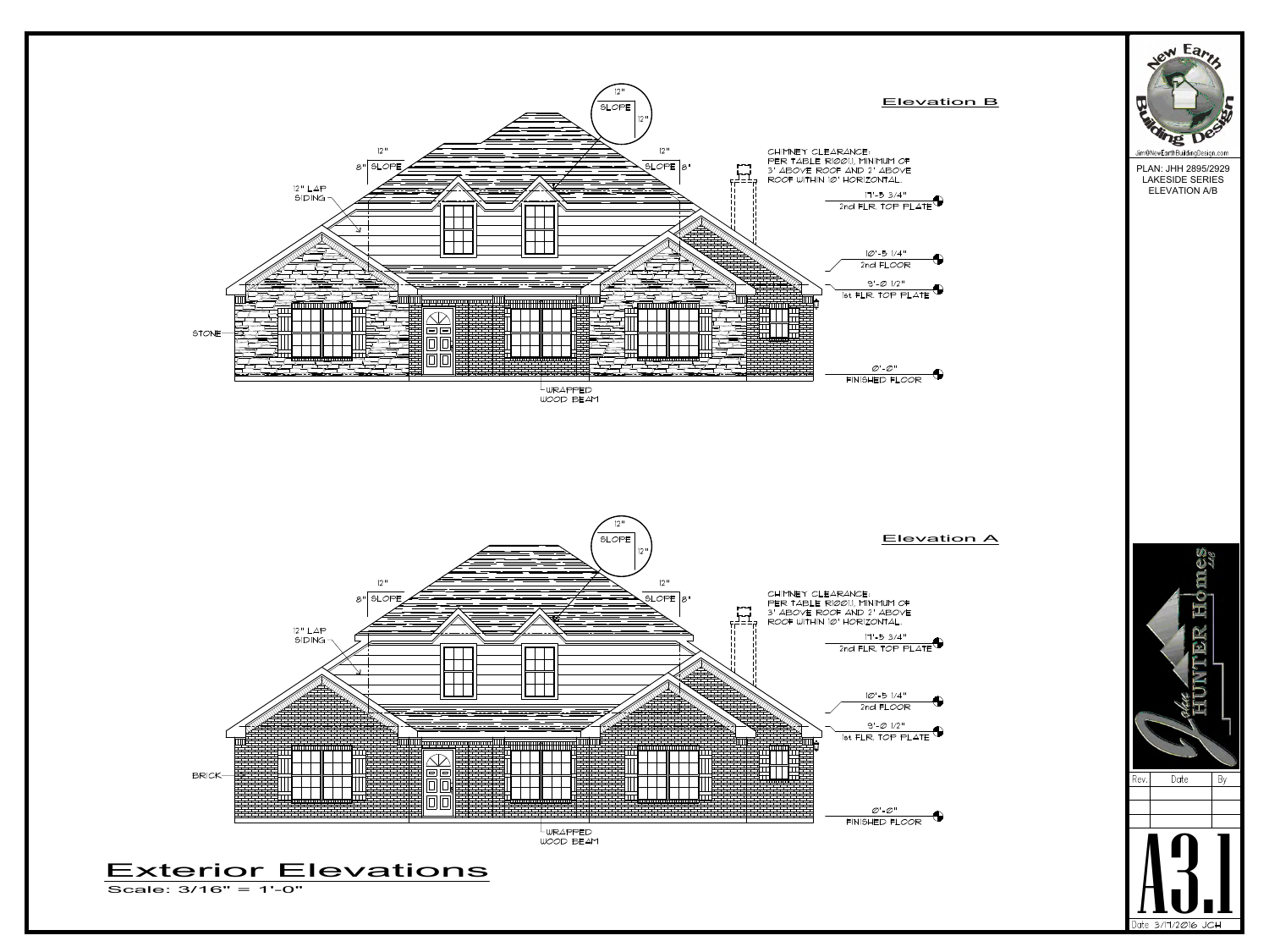## Elevation B

12"
SLOPE
12"

12"
8" SLOPE

12"
SLOPE 8"

12" LAP SIDING

STONE

WRAPPED WOOD BEAM

CHIMNEY CLEARANCE: PER TABLE R1001.1, MINIMUM OF 3' ABOVE ROOF AND 2' ABOVE ROOF WITHIN 10' HORIZONTAL.

17'-5 3/4" 2nd FLR. TOP PLATE

10'-5 1/4" 2nd FLOOR

9'-0 1/2" 1st FLR. TOP PLATE

0'-0" FINISHED FLOOR

## Elevation A

12"
SLOPE
12"

12"
8" SLOPE

12"
SLOPE 8"

12" LAP SIDING

BRICK

WRAPPED WOOD BEAM

CHIMNEY CLEARANCE: PER TABLE R1001.1, MINIMUM OF 3' ABOVE ROOF AND 2' ABOVE ROOF WITHIN 10' HORIZONTAL.

17'-5 3/4" 2nd FLR. TOP PLATE

10'-5 1/4" 2nd FLOOR

9'-0 1/2" 1st FLR. TOP PLATE

0'-0" FINISHED FLOOR

# Exterior Elevations

Scale: 3/16" = 1'-0"

New Earth Building Design

Jim@NewEarthBuildingDesign.com

PLAN: JHH 2895/2929
LAKESIDE SERIES
ELEVATION A/B

John Hunter Homes LLC

| Rev. | Date | By |
| --- | --- | --- |
| | | |
| | | |
| | | |

A3.1

Date 3/17/2016 JCH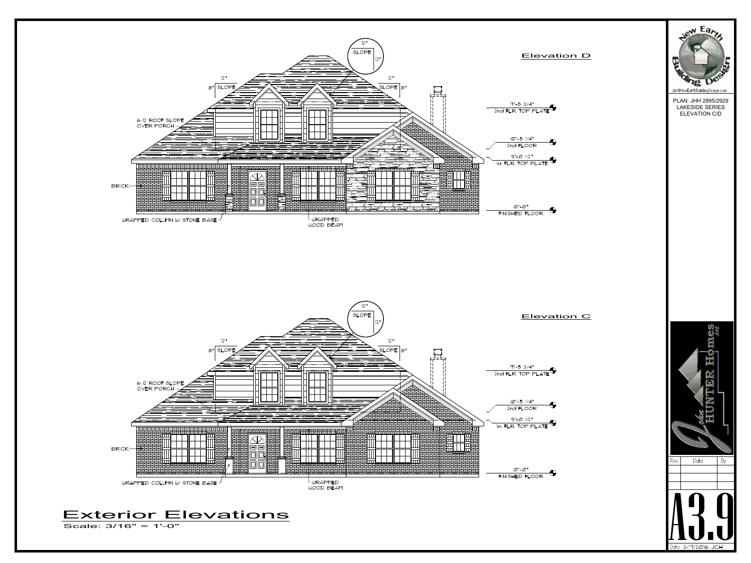## Elevation D

12"
SLOPE
12"

12"
8" SLOPE

12"
SLOPE 8"

6:12 ROOF SLOPE
OVER PORCH

BRICK

WRAPPED COLUMN W/ STONE BASE

WRAPPED
WOOD BEAM

17'-5 3/4"
2nd FLR. TOP PLATE

10'-5 1/4"
2nd FLOOR

9'-0 1/2"
1st FLR. TOP PLATE

0'-0"
FINISHED FLOOR

## Elevation C

12"
SLOPE
12"

12"
8" SLOPE

12"
SLOPE 8"

6:12 ROOF SLOPE
OVER PORCH

BRICK

WRAPPED COLUMN W/ STONE BASE

WRAPPED
WOOD BEAM

17'-5 3/4"
2nd FLR. TOP PLATE

10'-5 1/4"
2nd FLOOR

9'-0 1/2"
1st FLR. TOP PLATE

0'-0"
FINISHED FLOOR

# Exterior Elevations

Scale: 3/16" = 1'-0"

New Earth Building Design

Jim@NewEarthBuildingDesign.com

PLAN: JHH 2895/2929
LAKESIDE SERIES
ELEVATION C/D

John HUNTER Homes LLC

| Rev. | Date | By |
| --- | --- | --- |
| | | |
| | | |
| | | |

A3.9

Date 3/17/2016 JCH